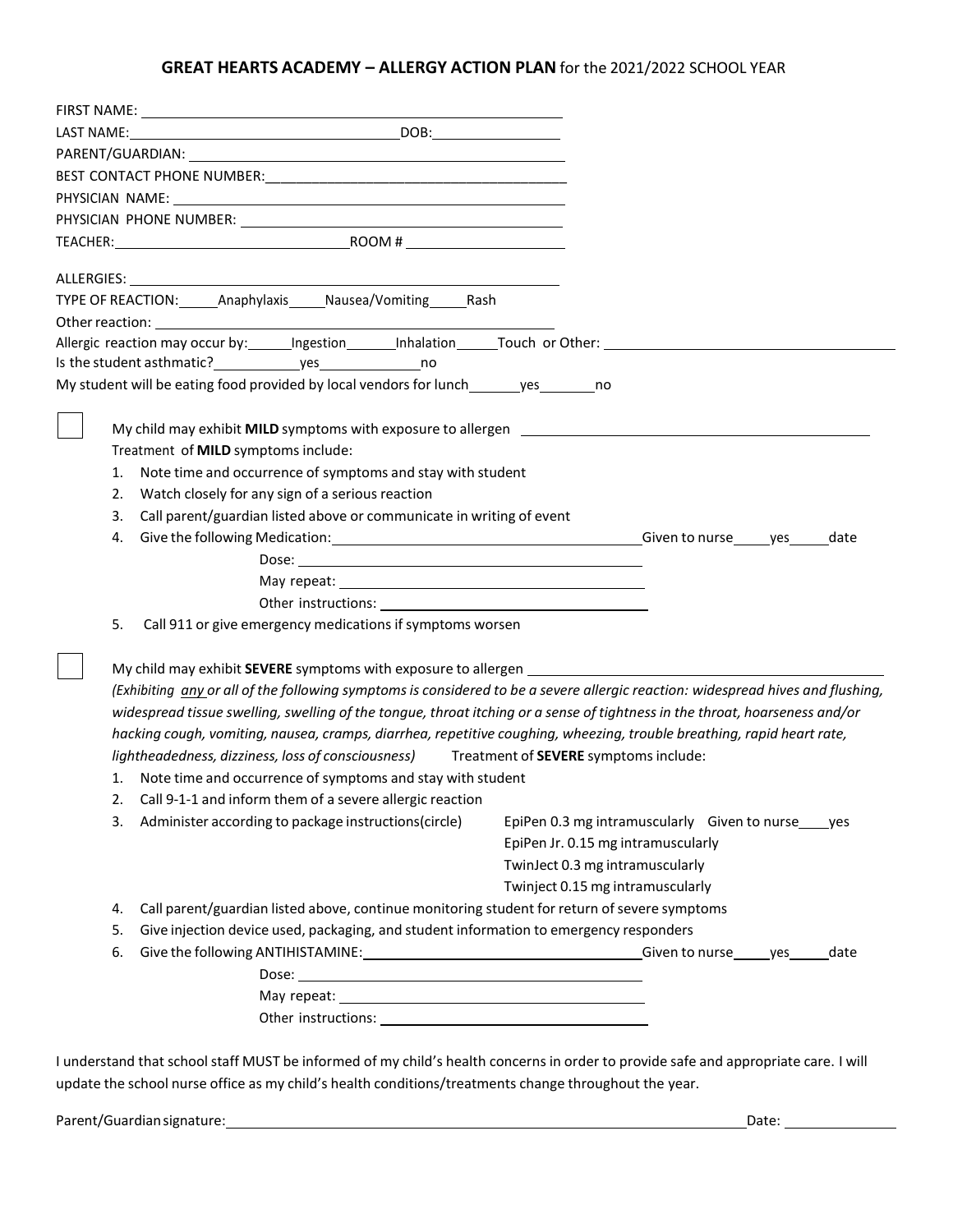# **GREAT HEARTS ACADEMY – ALLERGY ACTION PLAN** for the 2021/2022 SCHOOL YEAR

FIRST NAME: ______________________________

LAST NAME: ______________________ DOB: ____________

PARENT/GUARDIAN: ______________________________

BEST CONTACT PHONE NUMBER: ______________________________

PHYSICIAN NAME: ______________________________

PHYSICIAN PHONE NUMBER: ______________________________

TEACHER: ____________________ ROOM # ______________

ALLERGIES: ______________________________

TYPE OF REACTION: _____Anaphylaxis _____Nausea/Vomiting _____Rash

Other reaction: ______________________________

Allergic reaction may occur by: _____Ingestion _____Inhalation _____Touch or Other: ______________________________

Is the student asthmatic? __________yes ____________no

My student will be eating food provided by local vendors for lunch _______yes _______no

☐ My child may exhibit **MILD** symptoms with exposure to allergen ______________________________

Treatment of **MILD** symptoms include:

1. Note time and occurrence of symptoms and stay with student
2. Watch closely for any sign of a serious reaction
3. Call parent/guardian listed above or communicate in writing of event
4. Give the following Medication: ______________________________ Given to nurse_____yes_____date

   Dose: ______________________________

   May repeat: ______________________________

   Other instructions: ______________________________
5. Call 911 or give emergency medications if symptoms worsen

☐ My child may exhibit **SEVERE** symptoms with exposure to allergen ______________________________

*(Exhibiting any or all of the following symptoms is considered to be a severe allergic reaction: widespread hives and flushing, widespread tissue swelling, swelling of the tongue, throat itching or a sense of tightness in the throat, hoarseness and/or hacking cough, vomiting, nausea, cramps, diarrhea, repetitive coughing, wheezing, trouble breathing, rapid heart rate, lightheadedness, dizziness, loss of consciousness)* Treatment of **SEVERE** symptoms include:

1. Note time and occurrence of symptoms and stay with student
2. Call 9-1-1 and inform them of a severe allergic reaction
3. Administer according to package instructions(circle)
   - EpiPen 0.3 mg intramuscularly Given to nurse____yes
   - EpiPen Jr. 0.15 mg intramuscularly
   - TwinJect 0.3 mg intramuscularly
   - Twinject 0.15 mg intramuscularly
4. Call parent/guardian listed above, continue monitoring student for return of severe symptoms
5. Give injection device used, packaging, and student information to emergency responders
6. Give the following ANTIHISTAMINE: ______________________________ Given to nurse_____yes_____date

   Dose: ______________________________

   May repeat: ______________________________

   Other instructions: ______________________________

I understand that school staff MUST be informed of my child's health concerns in order to provide safe and appropriate care. I will update the school nurse office as my child's health conditions/treatments change throughout the year.

Parent/Guardian signature: ______________________________ Date: ____________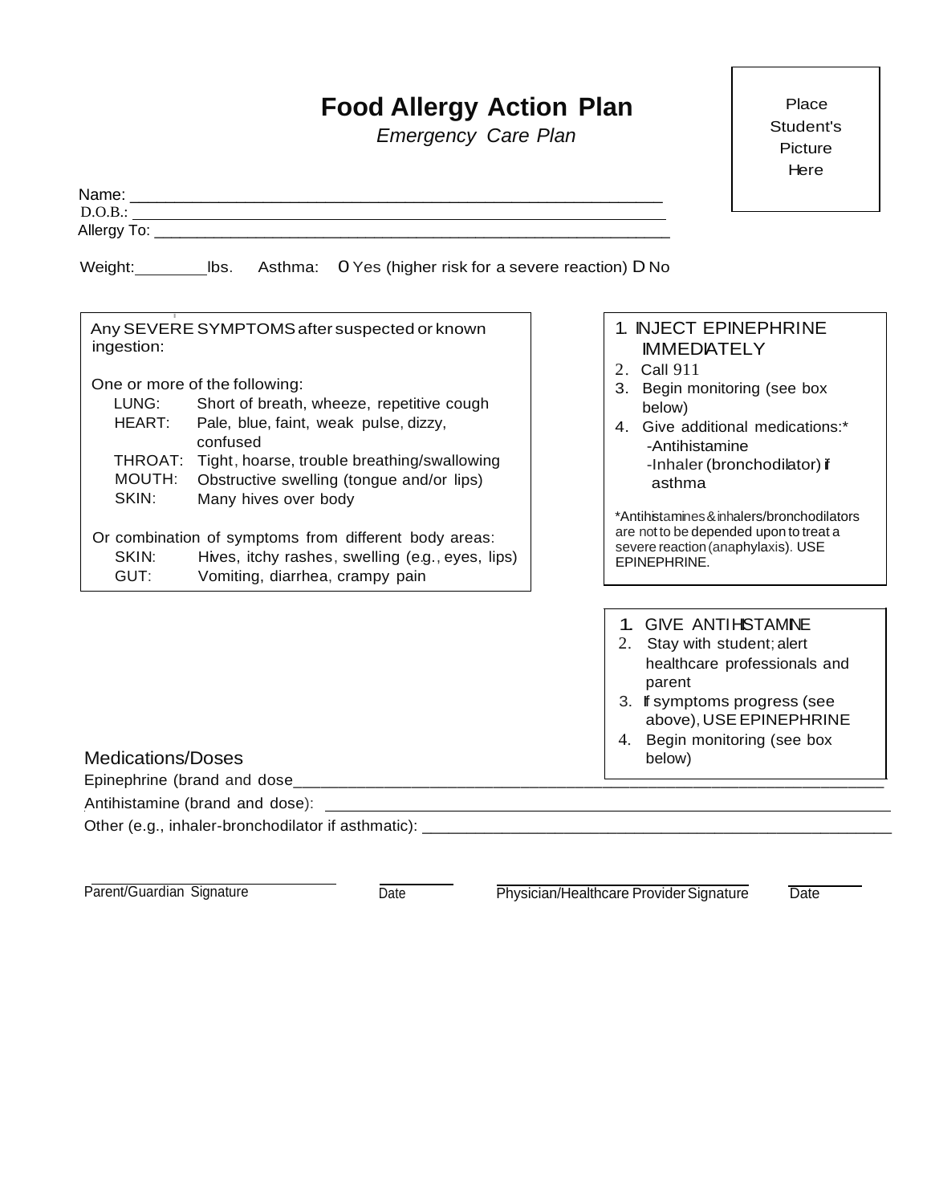# Food Allergy Action Plan

*Emergency Care Plan*

Place Student's Picture Here

Name: ___________________________________________________________

D.O.B.: ___________________________________________________________

Allergy To: ___________________________________________________________

Weight:________lbs. Asthma: O Yes (higher risk for a severe reaction) D No

Any SEVERE SYMPTOMS after suspected or known ingestion:

One or more of the following:

- LUNG: Short of breath, wheeze, repetitive cough
- HEART: Pale, blue, faint, weak pulse, dizzy, confused
- THROAT: Tight, hoarse, trouble breathing/swallowing
- MOUTH: Obstructive swelling (tongue and/or lips)
- SKIN: Many hives over body

Or combination of symptoms from different body areas:

- SKIN: Hives, itchy rashes, swelling (e.g., eyes, lips)
- GUT: Vomiting, diarrhea, crampy pain

1. INJECT EPINEPHRINE IMMEDIATELY
2. Call 911
3. Begin monitoring (see box below)
4. Give additional medications:*
   - -Antihistamine
   - -Inhaler (bronchodilator) if asthma

*Antihistamines & inhalers/bronchodilators are not to be depended upon to treat a severe reaction (anaphylaxis). USE EPINEPHRINE.

1. GIVE ANTIHISTAMINE
2. Stay with student; alert healthcare professionals and parent
3. If symptoms progress (see above), USE EPINEPHRINE
4. Begin monitoring (see box below)

Medications/Doses

Epinephrine (brand and dose___________________________________________________________

Antihistamine (brand and dose): ___________________________________________________________

Other (e.g., inhaler-bronchodilator if asthmatic): ___________________________________________________________

| Parent/Guardian Signature | Date | Physician/Healthcare Provider Signature | Date |
|---|---|---|---|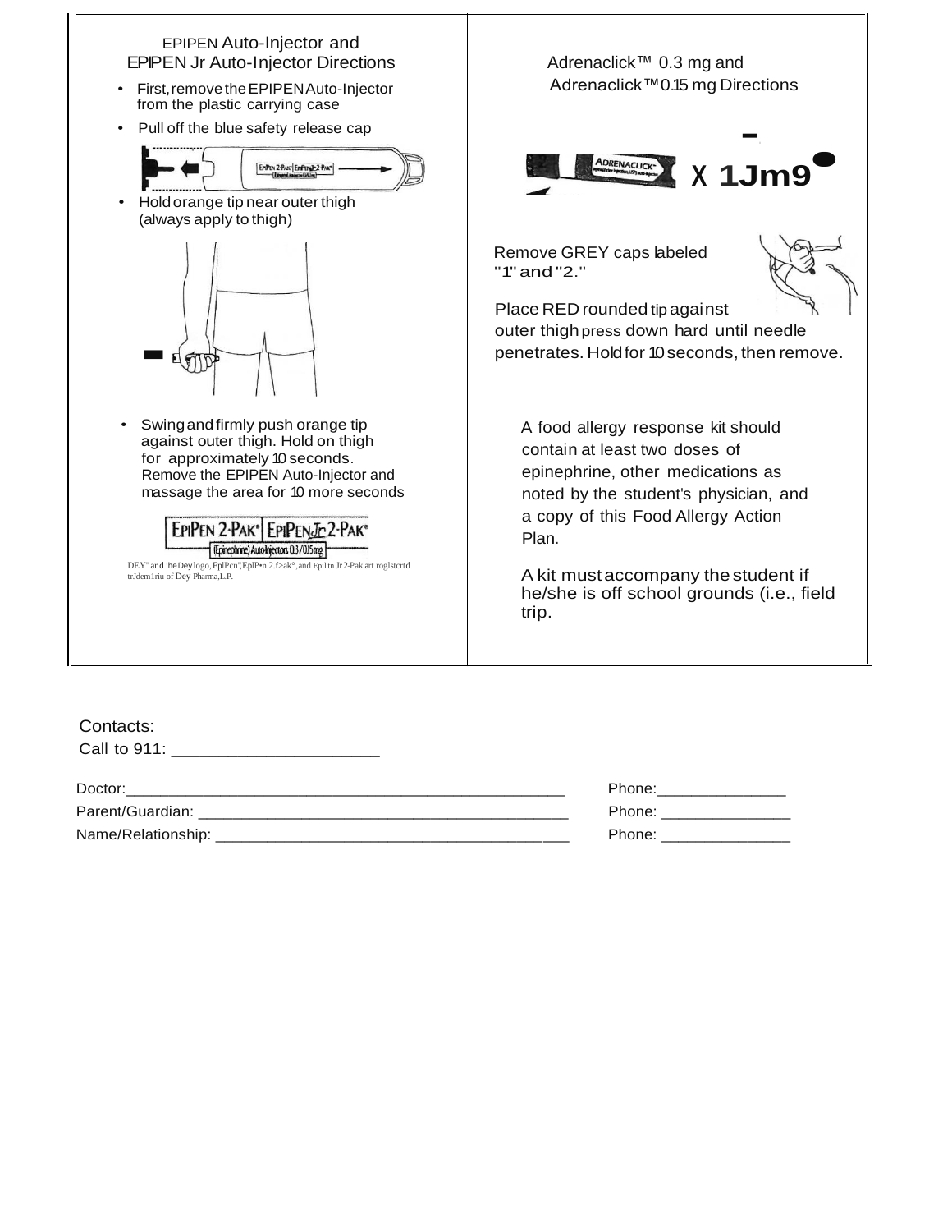## EPIPEN Auto-Injector and EPIPEN Jr Auto-Injector Directions

- First, remove the EPIPEN Auto-Injector from the plastic carrying case
- Pull off the blue safety release cap
- Hold orange tip near outer thigh (always apply to thigh)
- Swing and firmly push orange tip against outer thigh. Hold on thigh for approximately 10 seconds. Remove the EPIPEN Auto-Injector and massage the area for 10 more seconds

EPIPEN 2-PAK® | EPIPEN Jr 2-PAK®

(Epinephrine) Auto-Injectors 0.3/0.15 mg

DEY® and the Dey logo, EpiPen®, EpiPen 2-Pak®, and EpiPen Jr 2-Pak are registered trademarks of Dey Pharma, L.P.

## Adrenaclick™ 0.3 mg and Adrenaclick™ 0.15 mg Directions

Remove GREY caps labeled "1" and "2."

Place RED rounded tip against outer thigh press down hard until needle penetrates. Hold for 10 seconds, then remove.

A food allergy response kit should contain at least two doses of epinephrine, other medications as noted by the student's physician, and a copy of this Food Allergy Action Plan.

A kit must accompany the student if he/she is off school grounds (i.e., field trip.

Contacts:

Call to 911: ______________________

Doctor: ____________________________________________________ Phone: _______________

Parent/Guardian: ____________________________________________ Phone: _______________

Name/Relationship: __________________________________________ Phone: _______________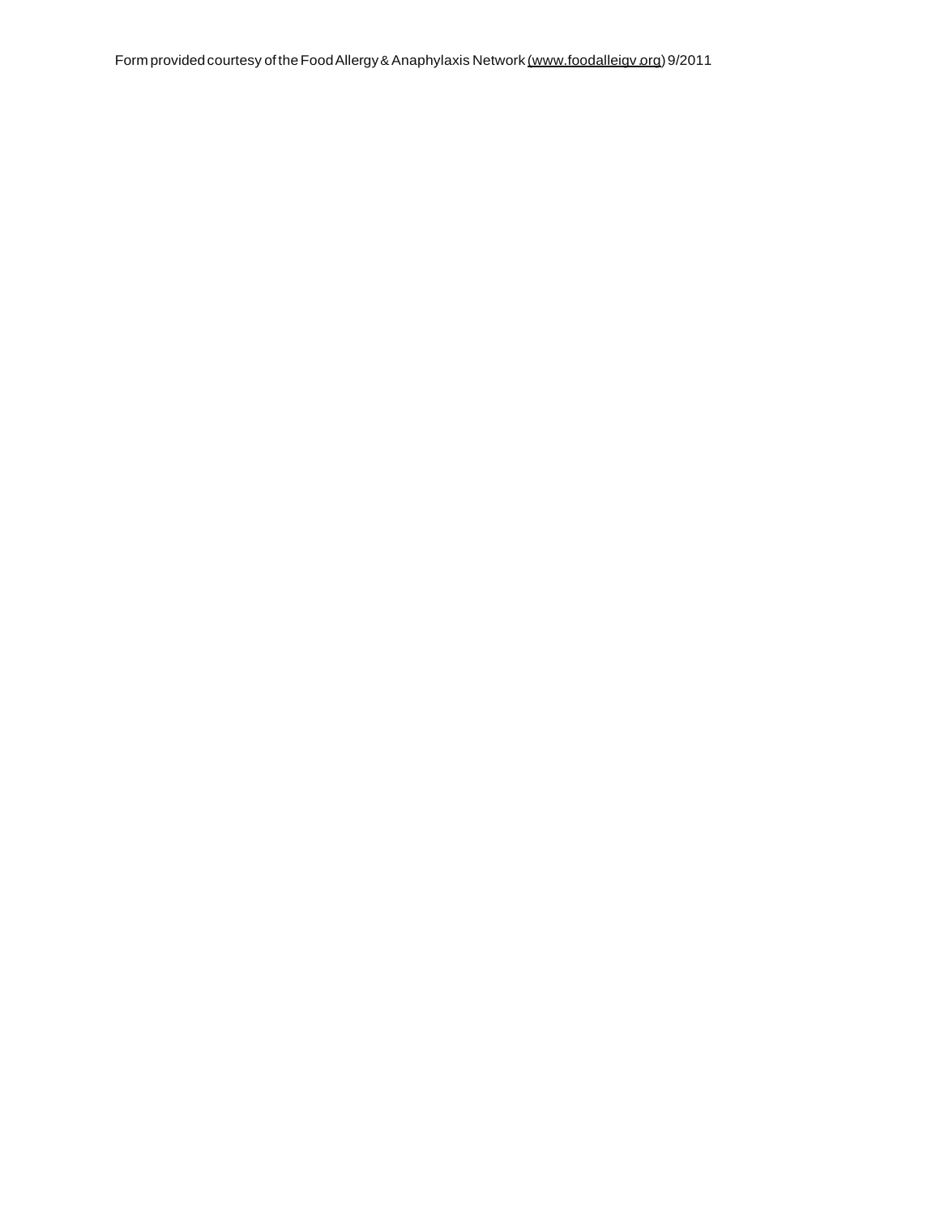Form provided courtesy of the Food Allergy & Anaphylaxis Network (www.foodalleigv.org) 9/2011